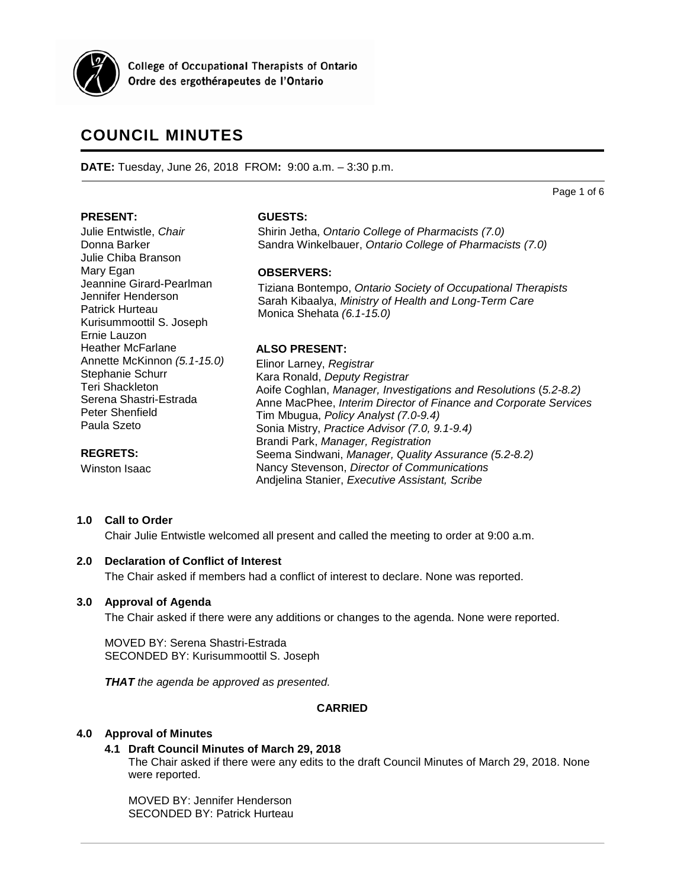College of Occupational Therapists of Ontario
Ordre des ergothérapeutes de l'Ontario

# COUNCIL MINUTES

**DATE:** Tuesday, June 26, 2018 FROM**:** 9:00 a.m. – 3:30 p.m.

**PRESENT:**
Julie Entwistle, *Chair*
Donna Barker
Julie Chiba Branson
Mary Egan
Jeannine Girard-Pearlman
Jennifer Henderson
Patrick Hurteau
Kurisummoottil S. Joseph
Ernie Lauzon
Heather McFarlane
Annette McKinnon *(5.1-15.0)*
Stephanie Schurr
Teri Shackleton
Serena Shastri-Estrada
Peter Shenfield
Paula Szeto

**REGRETS:**
Winston Isaac

**GUESTS:**
Shirin Jetha, *Ontario College of Pharmacists (7.0)*
Sandra Winkelbauer, *Ontario College of Pharmacists (7.0)*

**OBSERVERS:**
Tiziana Bontempo, *Ontario Society of Occupational Therapists*
Sarah Kibaalya, *Ministry of Health and Long-Term Care*
Monica Shehata *(6.1-15.0)*

**ALSO PRESENT:**
Elinor Larney, *Registrar*
Kara Ronald, *Deputy Registrar*
Aoife Coghlan, *Manager, Investigations and Resolutions* (*5.2-8.2)*
Anne MacPhee, *Interim Director of Finance and Corporate Services*
Tim Mbugua, *Policy Analyst (7.0-9.4)*
Sonia Mistry, *Practice Advisor (7.0, 9.1-9.4)*
Brandi Park, *Manager, Registration*
Seema Sindwani, *Manager, Quality Assurance (5.2-8.2)*
Nancy Stevenson, *Director of Communications*
Andjelina Stanier, *Executive Assistant, Scribe*

## 1.0 Call to Order

Chair Julie Entwistle welcomed all present and called the meeting to order at 9:00 a.m.

## 2.0 Declaration of Conflict of Interest

The Chair asked if members had a conflict of interest to declare. None was reported.

## 3.0 Approval of Agenda

The Chair asked if there were any additions or changes to the agenda. None were reported.

MOVED BY: Serena Shastri-Estrada
SECONDED BY: Kurisummoottil S. Joseph

***THAT*** *the agenda be approved as presented.*

**CARRIED**

## 4.0 Approval of Minutes

### 4.1 Draft Council Minutes of March 29, 2018

The Chair asked if there were any edits to the draft Council Minutes of March 29, 2018. None were reported.

MOVED BY: Jennifer Henderson
SECONDED BY: Patrick Hurteau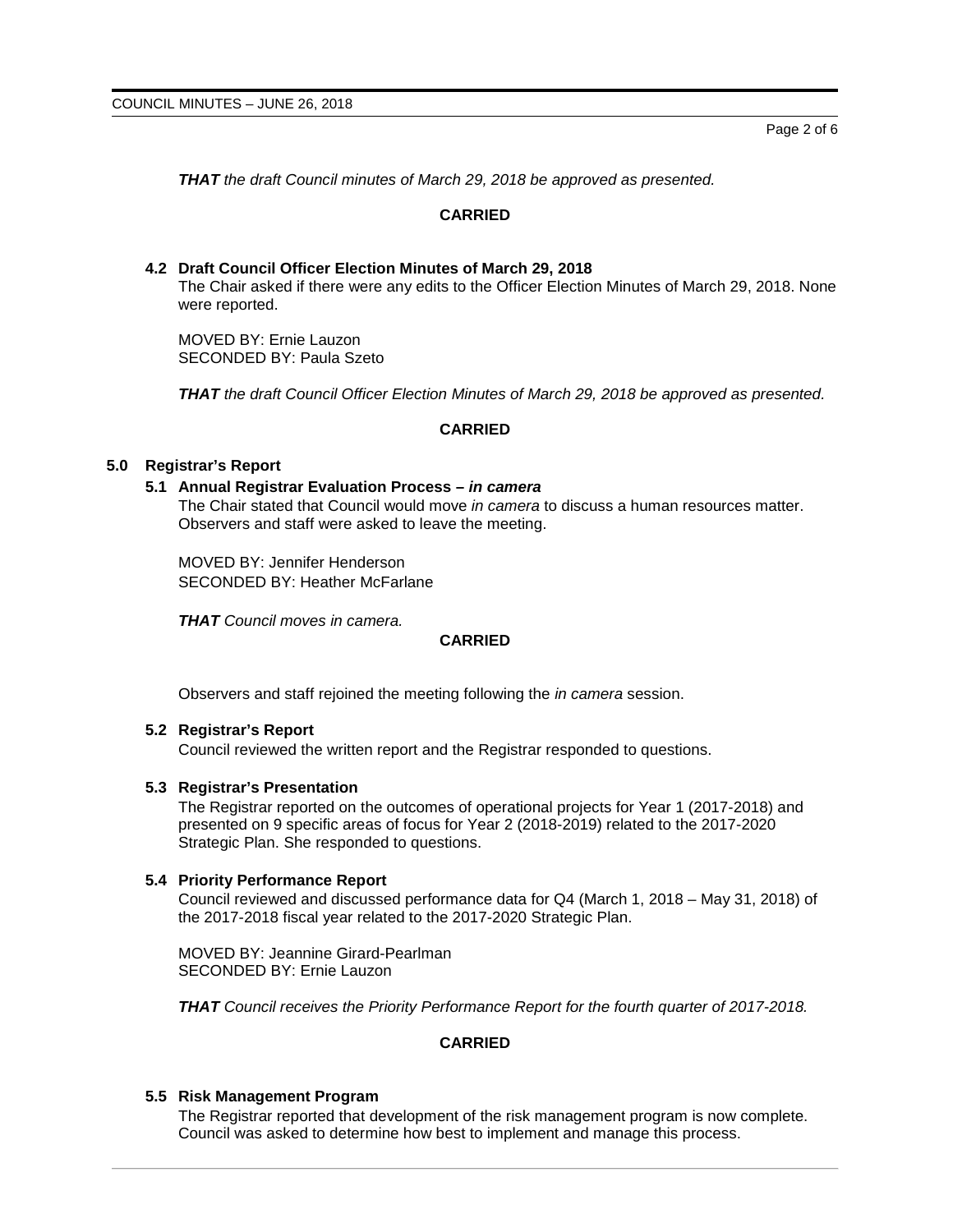***THAT*** *the draft Council minutes of March 29, 2018 be approved as presented.*

**CARRIED**

### 4.2 Draft Council Officer Election Minutes of March 29, 2018

The Chair asked if there were any edits to the Officer Election Minutes of March 29, 2018. None were reported.

MOVED BY: Ernie Lauzon
SECONDED BY: Paula Szeto

***THAT*** *the draft Council Officer Election Minutes of March 29, 2018 be approved as presented.*

**CARRIED**

## 5.0 Registrar's Report

### 5.1 Annual Registrar Evaluation Process – *in camera*

The Chair stated that Council would move *in camera* to discuss a human resources matter. Observers and staff were asked to leave the meeting.

MOVED BY: Jennifer Henderson
SECONDED BY: Heather McFarlane

***THAT*** *Council moves in camera.*

**CARRIED**

Observers and staff rejoined the meeting following the *in camera* session.

### 5.2 Registrar's Report

Council reviewed the written report and the Registrar responded to questions.

### 5.3 Registrar's Presentation

The Registrar reported on the outcomes of operational projects for Year 1 (2017-2018) and presented on 9 specific areas of focus for Year 2 (2018-2019) related to the 2017-2020 Strategic Plan. She responded to questions.

### 5.4 Priority Performance Report

Council reviewed and discussed performance data for Q4 (March 1, 2018 – May 31, 2018) of the 2017-2018 fiscal year related to the 2017-2020 Strategic Plan.

MOVED BY: Jeannine Girard-Pearlman
SECONDED BY: Ernie Lauzon

***THAT*** *Council receives the Priority Performance Report for the fourth quarter of 2017-2018.*

**CARRIED**

### 5.5 Risk Management Program

The Registrar reported that development of the risk management program is now complete. Council was asked to determine how best to implement and manage this process.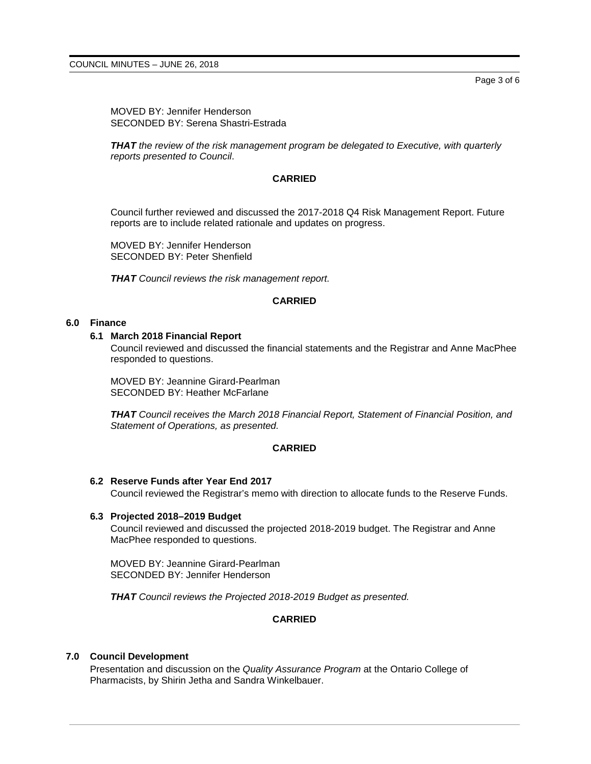MOVED BY: Jennifer Henderson
SECONDED BY: Serena Shastri-Estrada

***THAT** the review of the risk management program be delegated to Executive, with quarterly reports presented to Council*.

**CARRIED**

Council further reviewed and discussed the 2017-2018 Q4 Risk Management Report. Future reports are to include related rationale and updates on progress.

MOVED BY: Jennifer Henderson
SECONDED BY: Peter Shenfield

***THAT** Council reviews the risk management report.*

**CARRIED**

## 6.0 Finance

### 6.1 March 2018 Financial Report

Council reviewed and discussed the financial statements and the Registrar and Anne MacPhee responded to questions.

MOVED BY: Jeannine Girard-Pearlman
SECONDED BY: Heather McFarlane

***THAT** Council receives the March 2018 Financial Report, Statement of Financial Position, and Statement of Operations, as presented.*

**CARRIED**

### 6.2 Reserve Funds after Year End 2017

Council reviewed the Registrar's memo with direction to allocate funds to the Reserve Funds.

### 6.3 Projected 2018–2019 Budget

Council reviewed and discussed the projected 2018-2019 budget. The Registrar and Anne MacPhee responded to questions.

MOVED BY: Jeannine Girard-Pearlman
SECONDED BY: Jennifer Henderson

***THAT** Council reviews the Projected 2018-2019 Budget as presented.*

**CARRIED**

## 7.0 Council Development

Presentation and discussion on the *Quality Assurance Program* at the Ontario College of Pharmacists, by Shirin Jetha and Sandra Winkelbauer.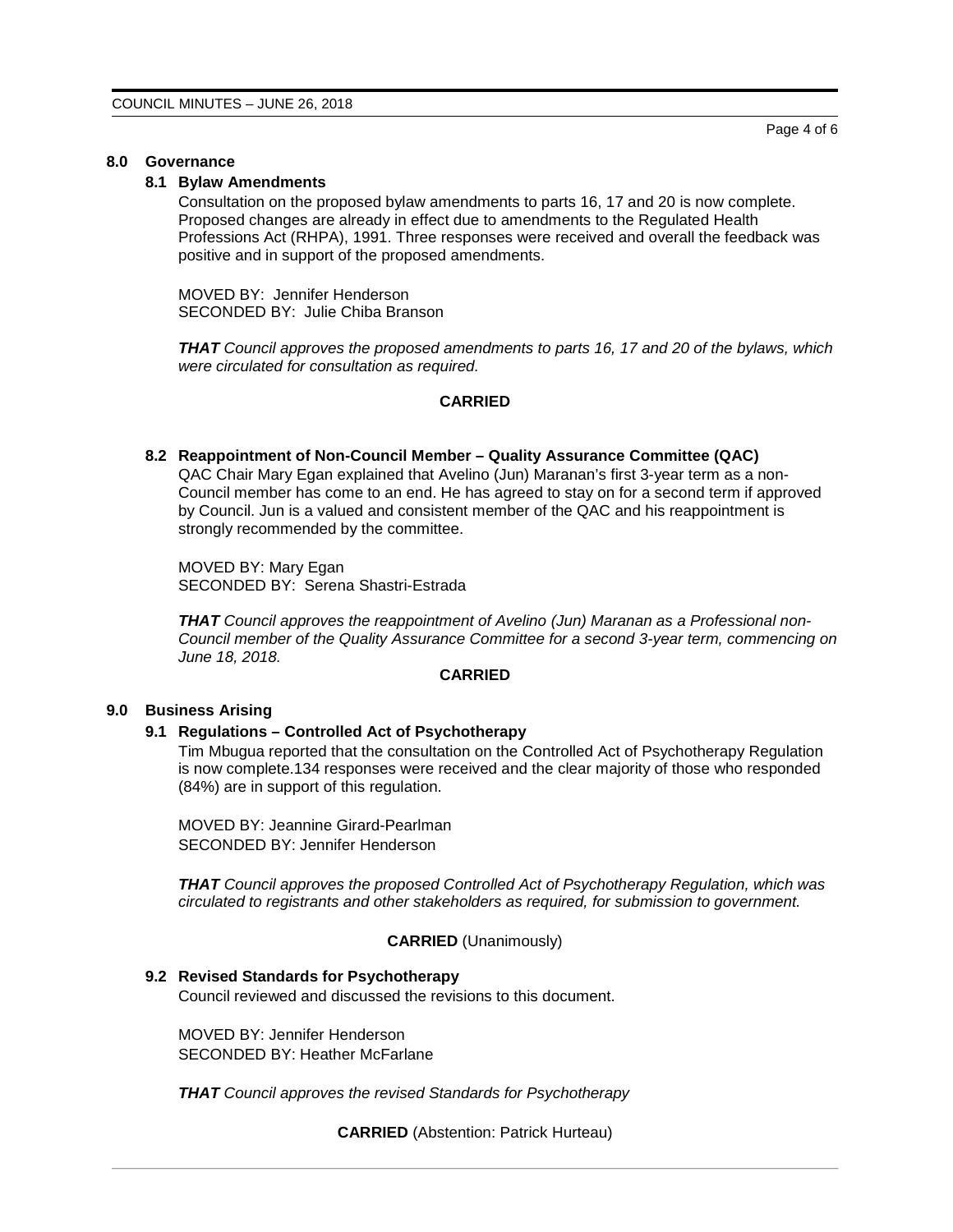## 8.0 Governance

### 8.1 Bylaw Amendments

Consultation on the proposed bylaw amendments to parts 16, 17 and 20 is now complete. Proposed changes are already in effect due to amendments to the Regulated Health Professions Act (RHPA), 1991. Three responses were received and overall the feedback was positive and in support of the proposed amendments.

MOVED BY: Jennifer Henderson
SECONDED BY: Julie Chiba Branson

***THAT** Council approves the proposed amendments to parts 16, 17 and 20 of the bylaws, which were circulated for consultation as required.*

**CARRIED**

### 8.2 Reappointment of Non-Council Member – Quality Assurance Committee (QAC)

QAC Chair Mary Egan explained that Avelino (Jun) Maranan's first 3-year term as a non-Council member has come to an end. He has agreed to stay on for a second term if approved by Council. Jun is a valued and consistent member of the QAC and his reappointment is strongly recommended by the committee.

MOVED BY: Mary Egan
SECONDED BY: Serena Shastri-Estrada

***THAT** Council approves the reappointment of Avelino (Jun) Maranan as a Professional non-Council member of the Quality Assurance Committee for a second 3-year term, commencing on June 18, 2018.*

**CARRIED**

## 9.0 Business Arising

### 9.1 Regulations – Controlled Act of Psychotherapy

Tim Mbugua reported that the consultation on the Controlled Act of Psychotherapy Regulation is now complete.134 responses were received and the clear majority of those who responded (84%) are in support of this regulation.

MOVED BY: Jeannine Girard-Pearlman
SECONDED BY: Jennifer Henderson

***THAT** Council approves the proposed Controlled Act of Psychotherapy Regulation, which was circulated to registrants and other stakeholders as required, for submission to government.*

**CARRIED** (Unanimously)

### 9.2 Revised Standards for Psychotherapy

Council reviewed and discussed the revisions to this document.

MOVED BY: Jennifer Henderson
SECONDED BY: Heather McFarlane

***THAT** Council approves the revised Standards for Psychotherapy*

**CARRIED** (Abstention: Patrick Hurteau)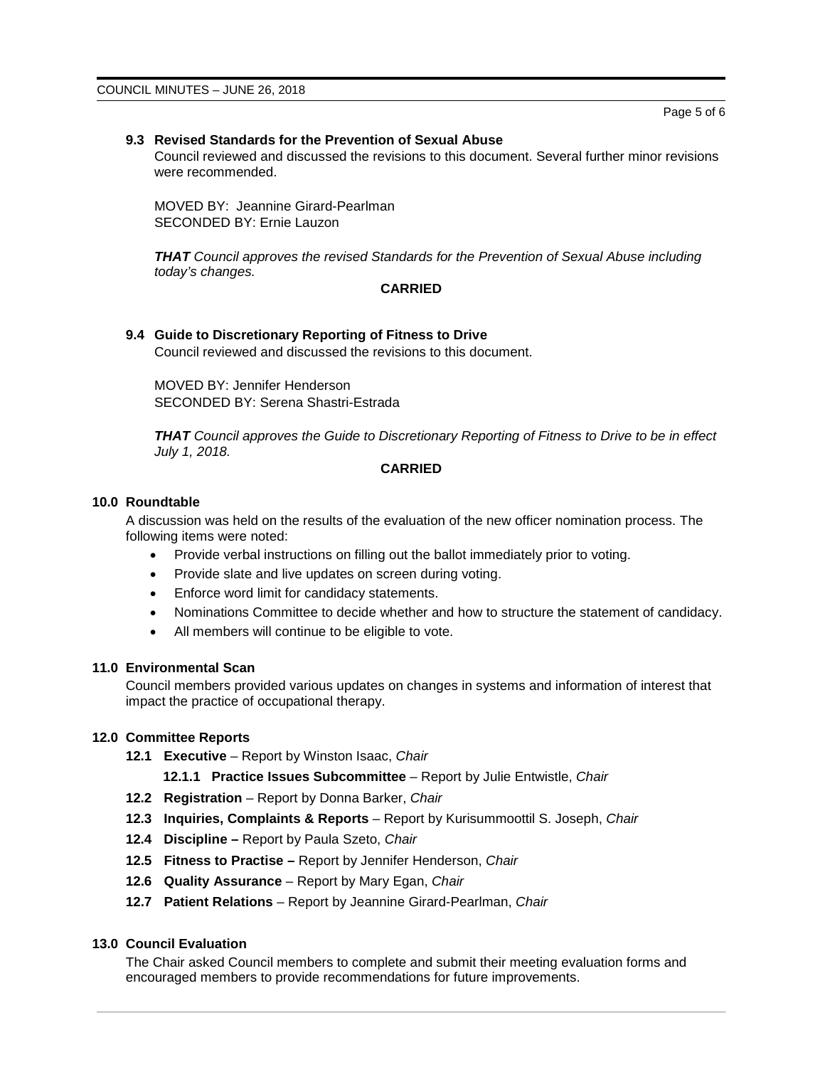### 9.3 Revised Standards for the Prevention of Sexual Abuse

Council reviewed and discussed the revisions to this document. Several further minor revisions were recommended.

MOVED BY: Jeannine Girard-Pearlman
SECONDED BY: Ernie Lauzon

***THAT*** *Council approves the revised Standards for the Prevention of Sexual Abuse including today's changes.*

**CARRIED**

### 9.4 Guide to Discretionary Reporting of Fitness to Drive

Council reviewed and discussed the revisions to this document.

MOVED BY: Jennifer Henderson
SECONDED BY: Serena Shastri-Estrada

***THAT*** *Council approves the Guide to Discretionary Reporting of Fitness to Drive to be in effect July 1, 2018.*

**CARRIED**

## 10.0 Roundtable

A discussion was held on the results of the evaluation of the new officer nomination process. The following items were noted:

- Provide verbal instructions on filling out the ballot immediately prior to voting.
- Provide slate and live updates on screen during voting.
- Enforce word limit for candidacy statements.
- Nominations Committee to decide whether and how to structure the statement of candidacy.
- All members will continue to be eligible to vote.

## 11.0 Environmental Scan

Council members provided various updates on changes in systems and information of interest that impact the practice of occupational therapy.

## 12.0 Committee Reports

- **12.1 Executive** – Report by Winston Isaac, *Chair*
  - **12.1.1 Practice Issues Subcommittee** – Report by Julie Entwistle, *Chair*
- **12.2 Registration** – Report by Donna Barker, *Chair*
- **12.3 Inquiries, Complaints & Reports** – Report by Kurisummoottil S. Joseph, *Chair*
- **12.4 Discipline –** Report by Paula Szeto, *Chair*
- **12.5 Fitness to Practise –** Report by Jennifer Henderson, *Chair*
- **12.6 Quality Assurance** – Report by Mary Egan, *Chair*
- **12.7 Patient Relations** – Report by Jeannine Girard-Pearlman, *Chair*

## 13.0 Council Evaluation

The Chair asked Council members to complete and submit their meeting evaluation forms and encouraged members to provide recommendations for future improvements.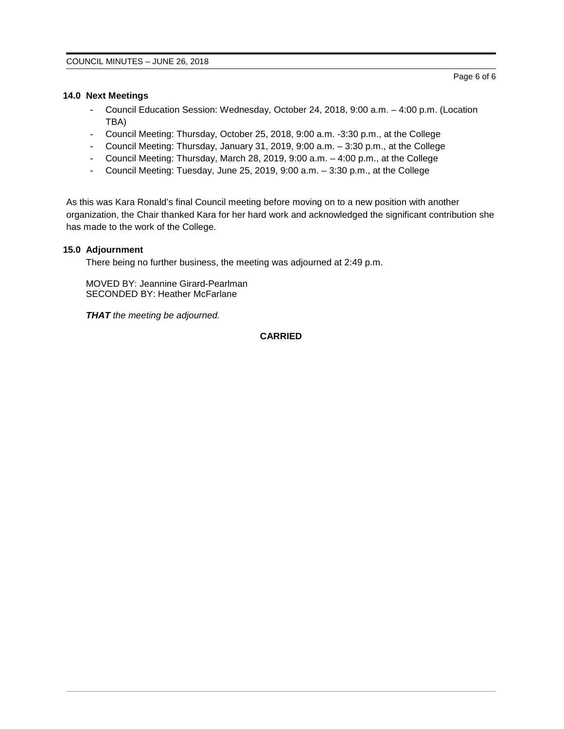## 14.0 Next Meetings

- Council Education Session: Wednesday, October 24, 2018, 9:00 a.m. – 4:00 p.m. (Location TBA)
- Council Meeting: Thursday, October 25, 2018, 9:00 a.m. -3:30 p.m., at the College
- Council Meeting: Thursday, January 31, 2019, 9:00 a.m. – 3:30 p.m., at the College
- Council Meeting: Thursday, March 28, 2019, 9:00 a.m. – 4:00 p.m., at the College
- Council Meeting: Tuesday, June 25, 2019, 9:00 a.m. – 3:30 p.m., at the College

As this was Kara Ronald's final Council meeting before moving on to a new position with another organization, the Chair thanked Kara for her hard work and acknowledged the significant contribution she has made to the work of the College.

## 15.0 Adjournment

There being no further business, the meeting was adjourned at 2:49 p.m.

MOVED BY: Jeannine Girard-Pearlman
SECONDED BY: Heather McFarlane

***THAT*** *the meeting be adjourned.*

**CARRIED**